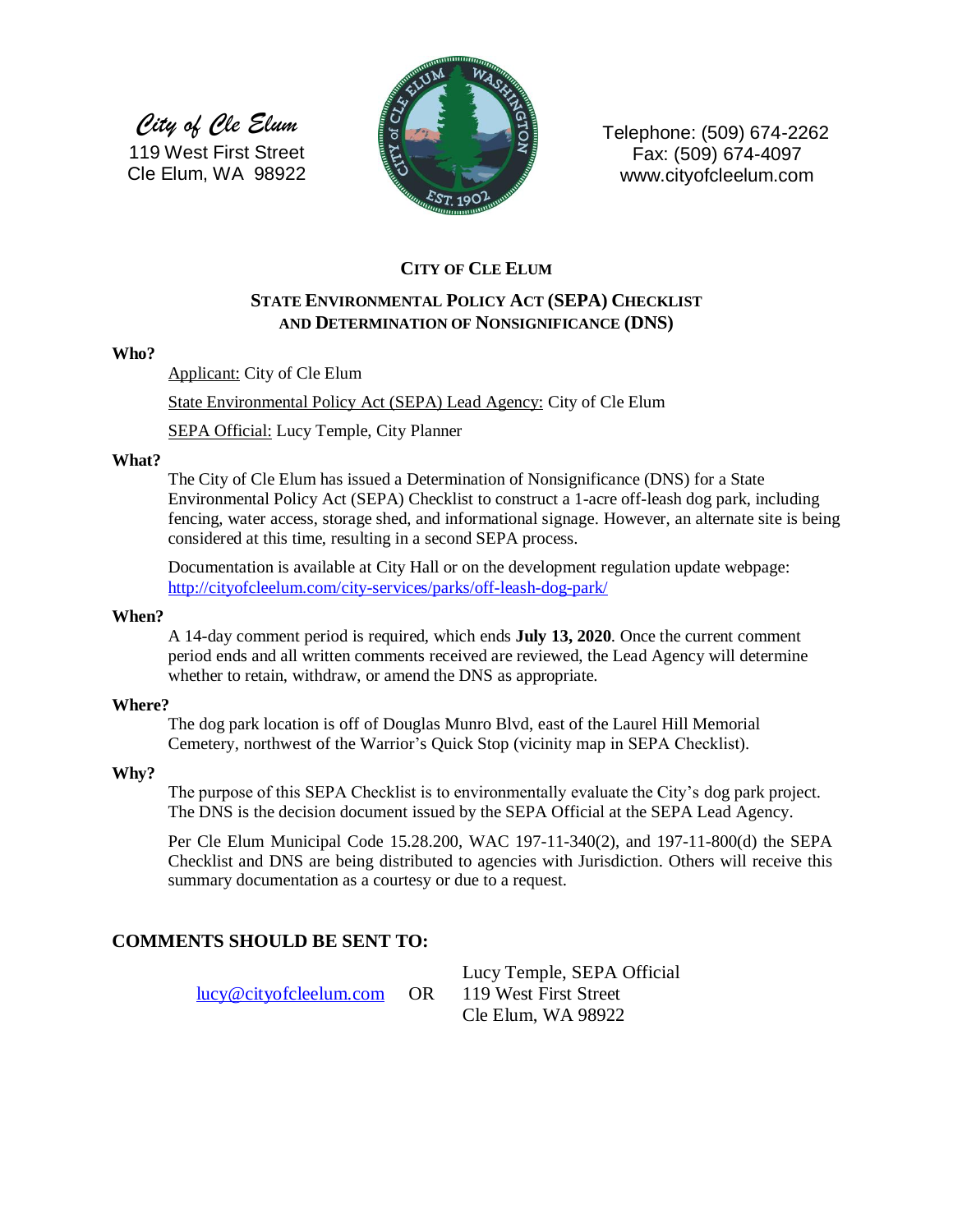*City of Cle Elum*
119 West First Street
Cle Elum, WA 98922

Telephone: (509) 674-2262
Fax: (509) 674-4097
www.cityofcleelum.com

# CITY OF CLE ELUM

## STATE ENVIRONMENTAL POLICY ACT (SEPA) CHECKLIST AND DETERMINATION OF NONSIGNIFICANCE (DNS)

**Who?**

Applicant: City of Cle Elum

State Environmental Policy Act (SEPA) Lead Agency: City of Cle Elum

SEPA Official: Lucy Temple, City Planner

**What?**

The City of Cle Elum has issued a Determination of Nonsignificance (DNS) for a State Environmental Policy Act (SEPA) Checklist to construct a 1-acre off-leash dog park, including fencing, water access, storage shed, and informational signage. However, an alternate site is being considered at this time, resulting in a second SEPA process.

Documentation is available at City Hall or on the development regulation update webpage: http://cityofcleelum.com/city-services/parks/off-leash-dog-park/

**When?**

A 14-day comment period is required, which ends **July 13, 2020**. Once the current comment period ends and all written comments received are reviewed, the Lead Agency will determine whether to retain, withdraw, or amend the DNS as appropriate.

**Where?**

The dog park location is off of Douglas Munro Blvd, east of the Laurel Hill Memorial Cemetery, northwest of the Warrior's Quick Stop (vicinity map in SEPA Checklist).

**Why?**

The purpose of this SEPA Checklist is to environmentally evaluate the City's dog park project. The DNS is the decision document issued by the SEPA Official at the SEPA Lead Agency.

Per Cle Elum Municipal Code 15.28.200, WAC 197-11-340(2), and 197-11-800(d) the SEPA Checklist and DNS are being distributed to agencies with Jurisdiction. Others will receive this summary documentation as a courtesy or due to a request.

## COMMENTS SHOULD BE SENT TO:

lucy@cityofcleelum.com OR

Lucy Temple, SEPA Official
119 West First Street
Cle Elum, WA 98922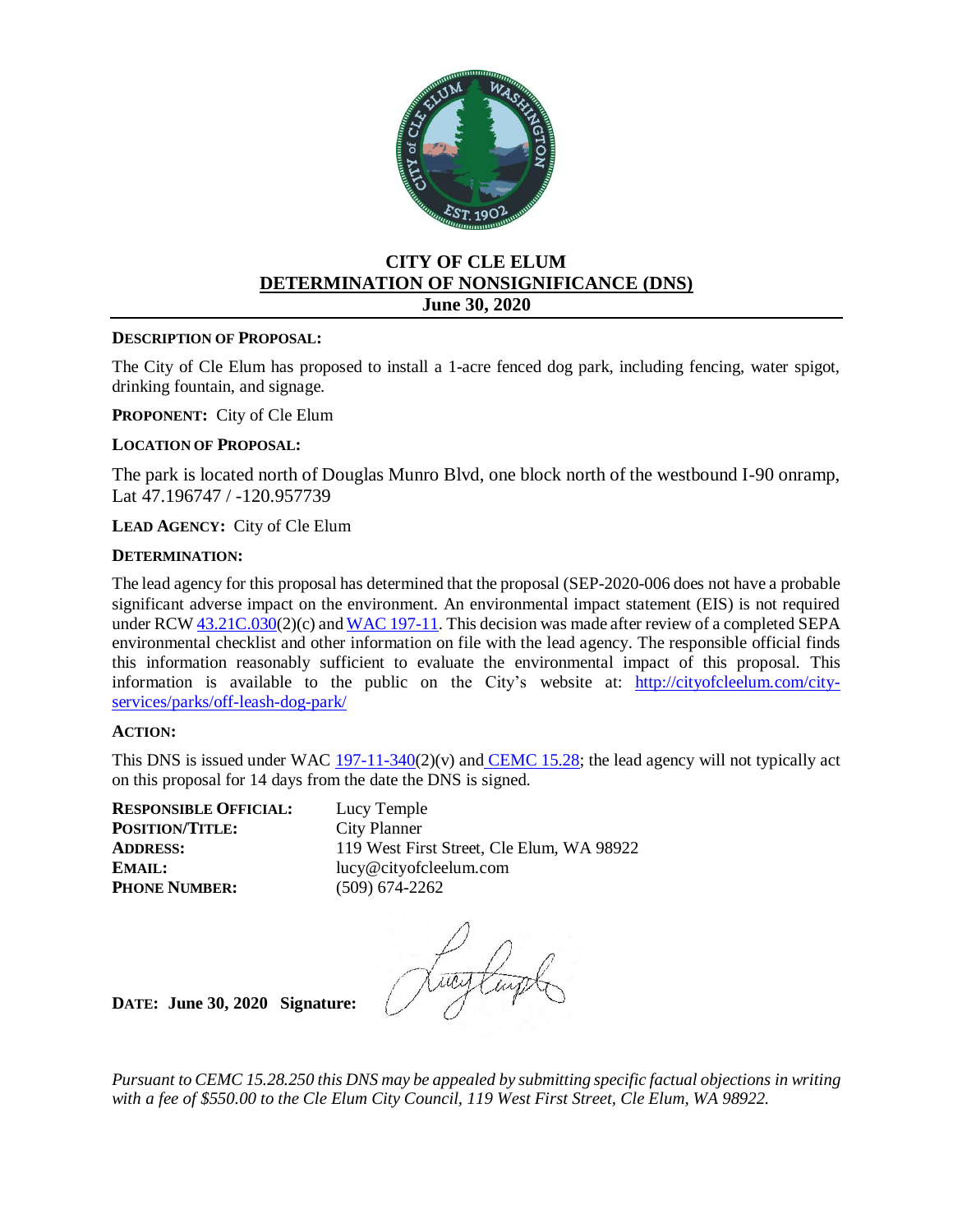# CITY OF CLE ELUM

## DETERMINATION OF NONSIGNIFICANCE (DNS)

**June 30, 2020**

---

**DESCRIPTION OF PROPOSAL:**

The City of Cle Elum has proposed to install a 1-acre fenced dog park, including fencing, water spigot, drinking fountain, and signage.

**PROPONENT:** City of Cle Elum

**LOCATION OF PROPOSAL:**

The park is located north of Douglas Munro Blvd, one block north of the westbound I-90 onramp, Lat 47.196747 / -120.957739

**LEAD AGENCY:** City of Cle Elum

**DETERMINATION:**

The lead agency for this proposal has determined that the proposal (SEP-2020-006 does not have a probable significant adverse impact on the environment. An environmental impact statement (EIS) is not required under RCW 43.21C.030(2)(c) and WAC 197-11. This decision was made after review of a completed SEPA environmental checklist and other information on file with the lead agency. The responsible official finds this information reasonably sufficient to evaluate the environmental impact of this proposal. This information is available to the public on the City's website at: http://cityofcleelum.com/city-services/parks/off-leash-dog-park/

**ACTION:**

This DNS is issued under WAC 197-11-340(2)(v) and CEMC 15.28; the lead agency will not typically act on this proposal for 14 days from the date the DNS is signed.

| | |
|---|---|
| **RESPONSIBLE OFFICIAL:** | Lucy Temple |
| **POSITION/TITLE:** | City Planner |
| **ADDRESS:** | 119 West First Street, Cle Elum, WA 98922 |
| **EMAIL:** | lucy@cityofcleelum.com |
| **PHONE NUMBER:** | (509) 674-2262 |

**DATE: June 30, 2020 Signature:**

*Pursuant to CEMC 15.28.250 this DNS may be appealed by submitting specific factual objections in writing with a fee of $550.00 to the Cle Elum City Council, 119 West First Street, Cle Elum, WA 98922.*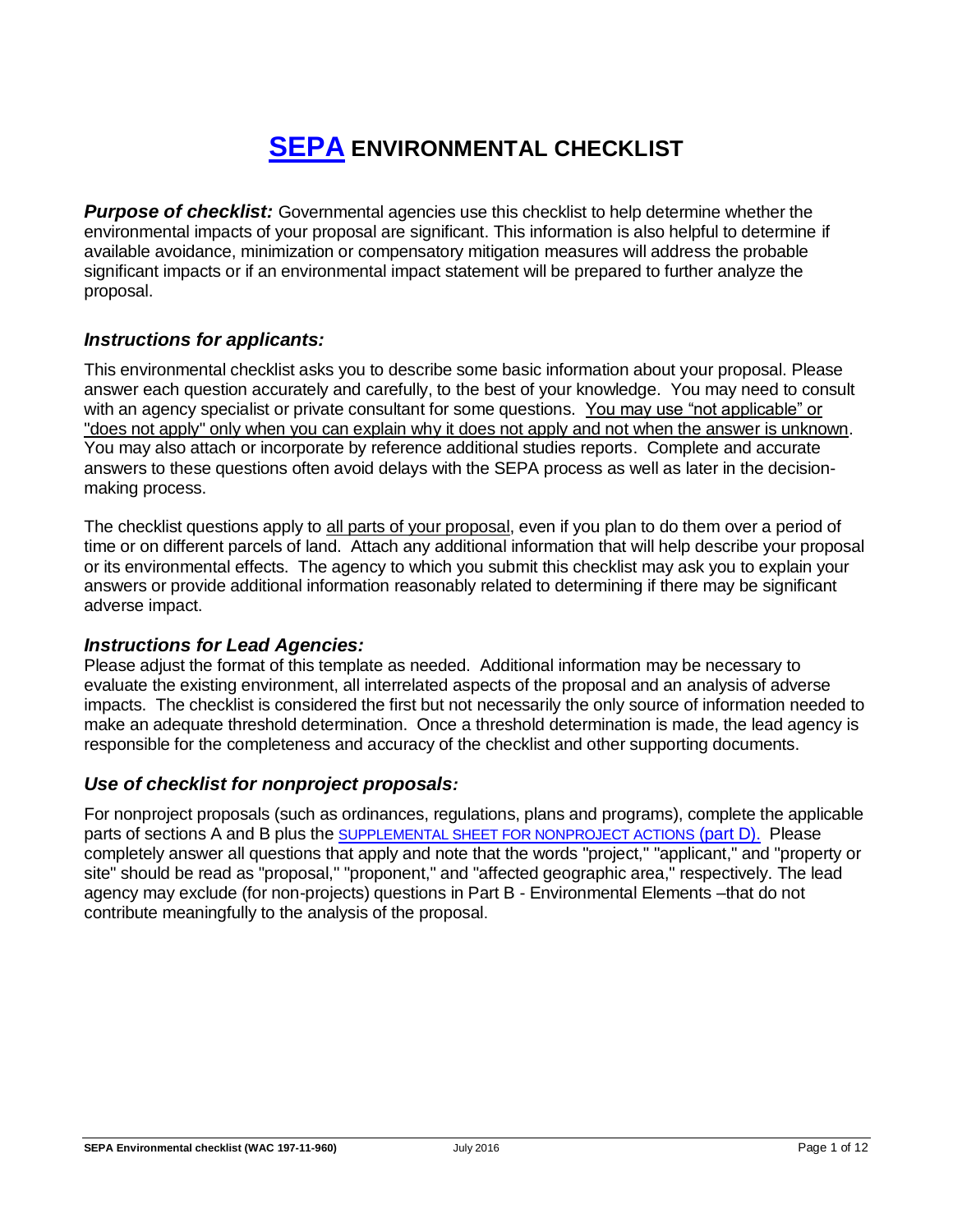# SEPA ENVIRONMENTAL CHECKLIST

***Purpose of checklist:*** Governmental agencies use this checklist to help determine whether the environmental impacts of your proposal are significant. This information is also helpful to determine if available avoidance, minimization or compensatory mitigation measures will address the probable significant impacts or if an environmental impact statement will be prepared to further analyze the proposal.

## *Instructions for applicants:*

This environmental checklist asks you to describe some basic information about your proposal. Please answer each question accurately and carefully, to the best of your knowledge. You may need to consult with an agency specialist or private consultant for some questions. <u>You may use "not applicable" or "does not apply" only when you can explain why it does not apply and not when the answer is unknown</u>. You may also attach or incorporate by reference additional studies reports. Complete and accurate answers to these questions often avoid delays with the SEPA process as well as later in the decision-making process.

The checklist questions apply to <u>all parts of your proposal</u>, even if you plan to do them over a period of time or on different parcels of land. Attach any additional information that will help describe your proposal or its environmental effects. The agency to which you submit this checklist may ask you to explain your answers or provide additional information reasonably related to determining if there may be significant adverse impact.

## *Instructions for Lead Agencies:*

Please adjust the format of this template as needed. Additional information may be necessary to evaluate the existing environment, all interrelated aspects of the proposal and an analysis of adverse impacts. The checklist is considered the first but not necessarily the only source of information needed to make an adequate threshold determination. Once a threshold determination is made, the lead agency is responsible for the completeness and accuracy of the checklist and other supporting documents.

## *Use of checklist for nonproject proposals:*

For nonproject proposals (such as ordinances, regulations, plans and programs), complete the applicable parts of sections A and B plus the SUPPLEMENTAL SHEET FOR NONPROJECT ACTIONS (part D). Please completely answer all questions that apply and note that the words "project," "applicant," and "property or site" should be read as "proposal," "proponent," and "affected geographic area," respectively. The lead agency may exclude (for non-projects) questions in Part B - Environmental Elements –that do not contribute meaningfully to the analysis of the proposal.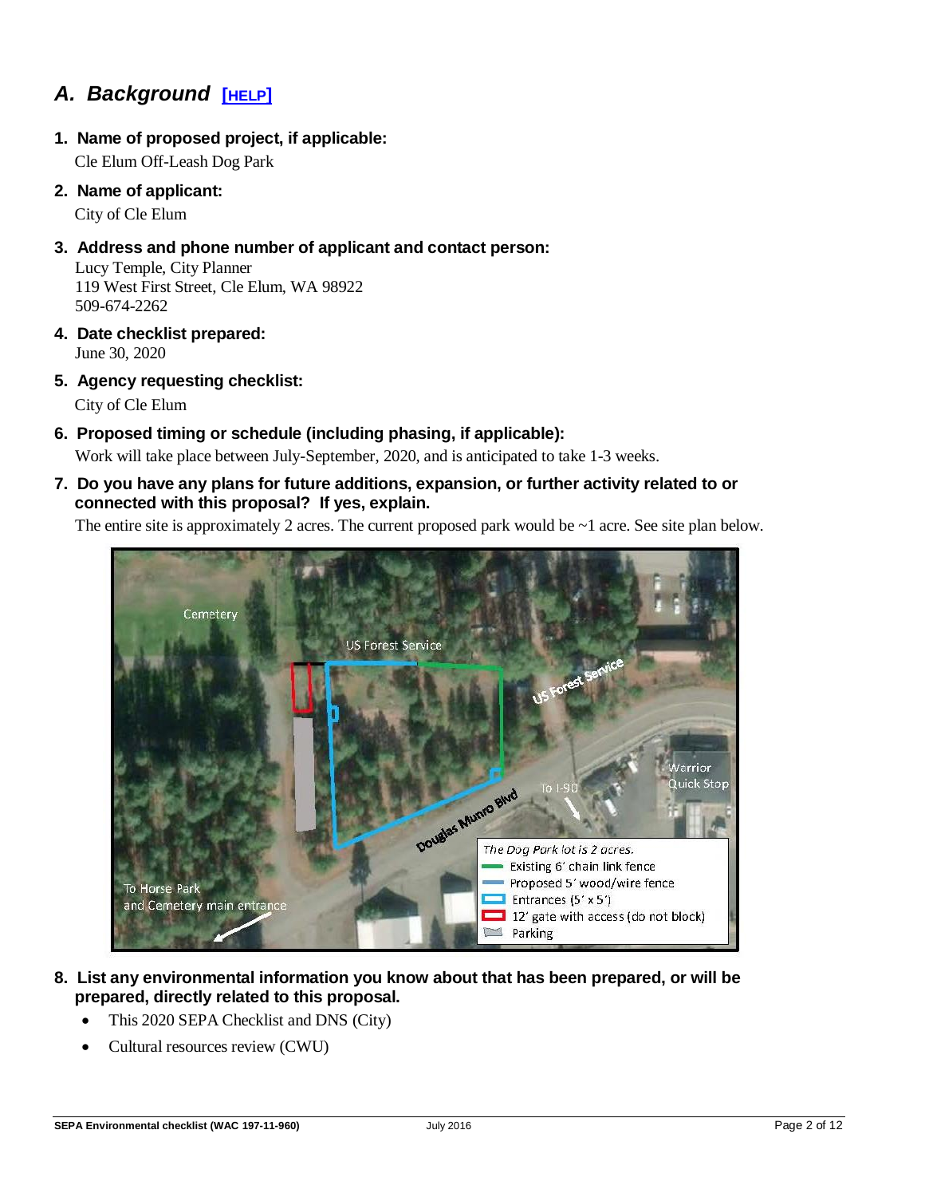## *A. Background* [HELP]

1. **Name of proposed project, if applicable:**

   Cle Elum Off-Leash Dog Park

2. **Name of applicant:**

   City of Cle Elum

3. **Address and phone number of applicant and contact person:**

   Lucy Temple, City Planner
   119 West First Street, Cle Elum, WA 98922
   509-674-2262

4. **Date checklist prepared:**

   June 30, 2020

5. **Agency requesting checklist:**

   City of Cle Elum

6. **Proposed timing or schedule (including phasing, if applicable):**

   Work will take place between July-September, 2020, and is anticipated to take 1-3 weeks.

7. **Do you have any plans for future additions, expansion, or further activity related to or connected with this proposal? If yes, explain.**

   The entire site is approximately 2 acres. The current proposed park would be ~1 acre. See site plan below.

8. **List any environmental information you know about that has been prepared, or will be prepared, directly related to this proposal.**

   - This 2020 SEPA Checklist and DNS (City)
   - Cultural resources review (CWU)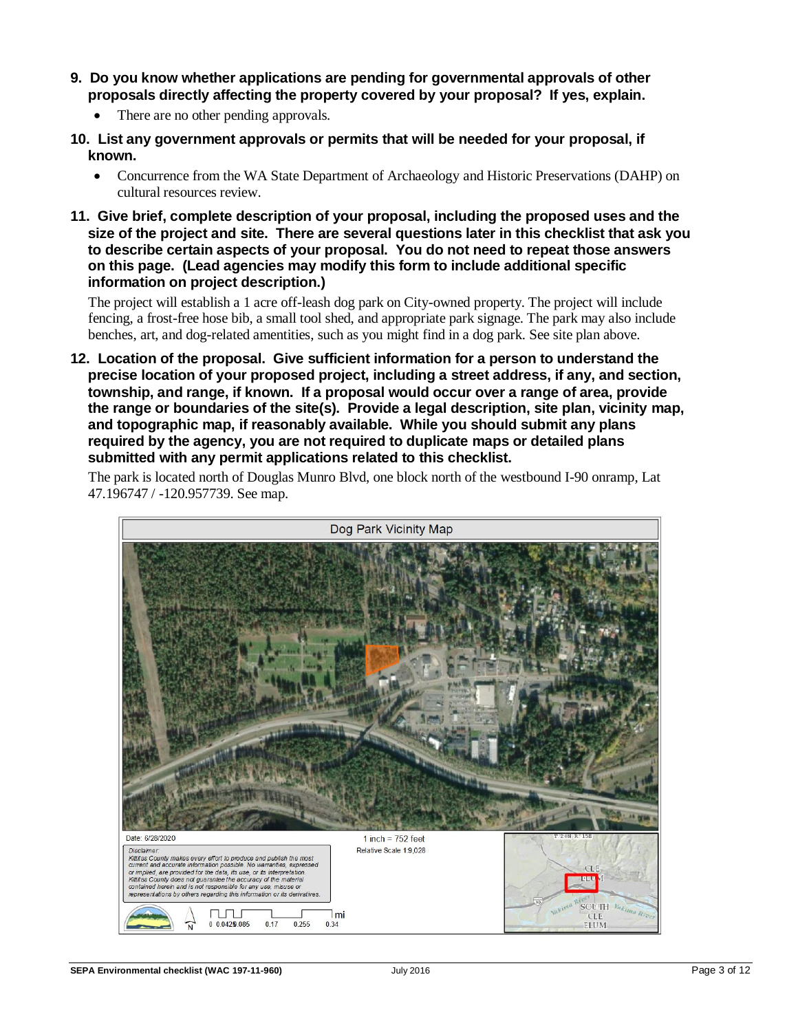**9. Do you know whether applications are pending for governmental approvals of other proposals directly affecting the property covered by your proposal? If yes, explain.**

- There are no other pending approvals.

**10. List any government approvals or permits that will be needed for your proposal, if known.**

- Concurrence from the WA State Department of Archaeology and Historic Preservations (DAHP) on cultural resources review.

**11. Give brief, complete description of your proposal, including the proposed uses and the size of the project and site. There are several questions later in this checklist that ask you to describe certain aspects of your proposal. You do not need to repeat those answers on this page. (Lead agencies may modify this form to include additional specific information on project description.)**

The project will establish a 1 acre off-leash dog park on City-owned property. The project will include fencing, a frost-free hose bib, a small tool shed, and appropriate park signage. The park may also include benches, art, and dog-related amentities, such as you might find in a dog park. See site plan above.

**12. Location of the proposal. Give sufficient information for a person to understand the precise location of your proposed project, including a street address, if any, and section, township, and range, if known. If a proposal would occur over a range of area, provide the range or boundaries of the site(s). Provide a legal description, site plan, vicinity map, and topographic map, if reasonably available. While you should submit any plans required by the agency, you are not required to duplicate maps or detailed plans submitted with any permit applications related to this checklist.**

The park is located north of Douglas Munro Blvd, one block north of the westbound I-90 onramp, Lat 47.196747 / -120.957739. See map.

Dog Park Vicinity Map

Date: 6/28/2020

1 inch = 752 feet

Relative Scale 1:9,028

Disclaimer: Kittitas County makes every effort to produce and publish the most current and accurate information possible. No warranties, expressed or implied, are provided for the data, its use, or its interpretation. Kittitas County does not guarantee the accuracy of the material contained herein and is not responsible for any use, misuse or representations by others regarding this information or its derivatives.

0 0.0425 0.085 0.17 0.255 0.34 mi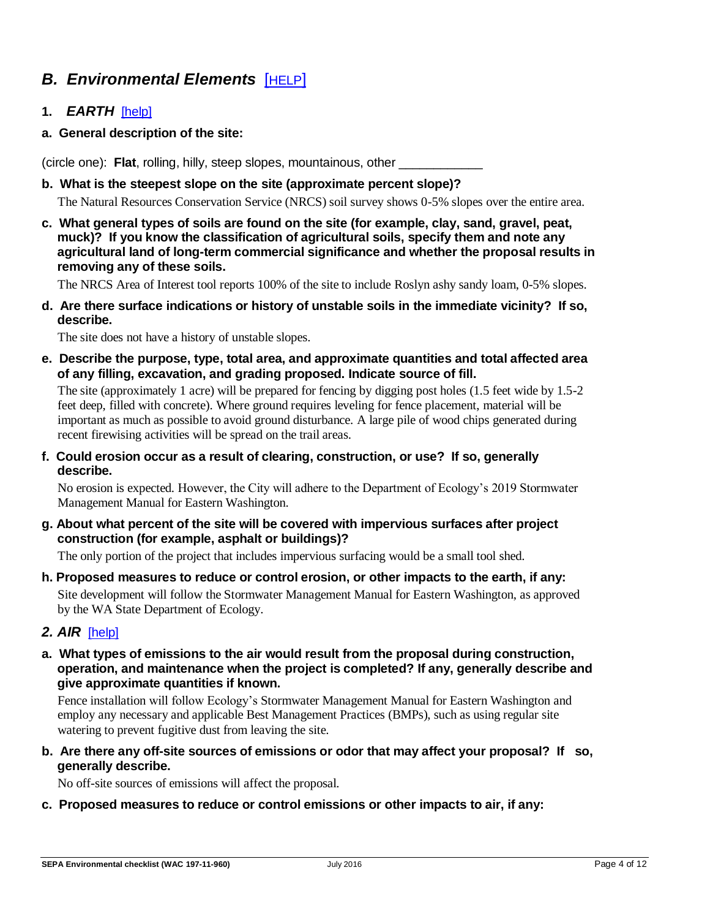## *B. Environmental Elements* [HELP]

### 1. *EARTH* [help]

**a. General description of the site:**

(circle one): **Flat**, rolling, hilly, steep slopes, mountainous, other ___________

**b. What is the steepest slope on the site (approximate percent slope)?**

The Natural Resources Conservation Service (NRCS) soil survey shows 0-5% slopes over the entire area.

**c. What general types of soils are found on the site (for example, clay, sand, gravel, peat, muck)? If you know the classification of agricultural soils, specify them and note any agricultural land of long-term commercial significance and whether the proposal results in removing any of these soils.**

The NRCS Area of Interest tool reports 100% of the site to include Roslyn ashy sandy loam, 0-5% slopes.

**d. Are there surface indications or history of unstable soils in the immediate vicinity? If so, describe.**

The site does not have a history of unstable slopes.

**e. Describe the purpose, type, total area, and approximate quantities and total affected area of any filling, excavation, and grading proposed. Indicate source of fill.**

The site (approximately 1 acre) will be prepared for fencing by digging post holes (1.5 feet wide by 1.5-2 feet deep, filled with concrete). Where ground requires leveling for fence placement, material will be important as much as possible to avoid ground disturbance. A large pile of wood chips generated during recent firewising activities will be spread on the trail areas.

**f. Could erosion occur as a result of clearing, construction, or use? If so, generally describe.**

No erosion is expected. However, the City will adhere to the Department of Ecology's 2019 Stormwater Management Manual for Eastern Washington.

**g. About what percent of the site will be covered with impervious surfaces after project construction (for example, asphalt or buildings)?**

The only portion of the project that includes impervious surfacing would be a small tool shed.

**h. Proposed measures to reduce or control erosion, or other impacts to the earth, if any:**

Site development will follow the Stormwater Management Manual for Eastern Washington, as approved by the WA State Department of Ecology.

### *2. AIR* [help]

**a. What types of emissions to the air would result from the proposal during construction, operation, and maintenance when the project is completed? If any, generally describe and give approximate quantities if known.**

Fence installation will follow Ecology's Stormwater Management Manual for Eastern Washington and employ any necessary and applicable Best Management Practices (BMPs), such as using regular site watering to prevent fugitive dust from leaving the site.

**b. Are there any off-site sources of emissions or odor that may affect your proposal? If so, generally describe.**

No off-site sources of emissions will affect the proposal.

**c. Proposed measures to reduce or control emissions or other impacts to air, if any:**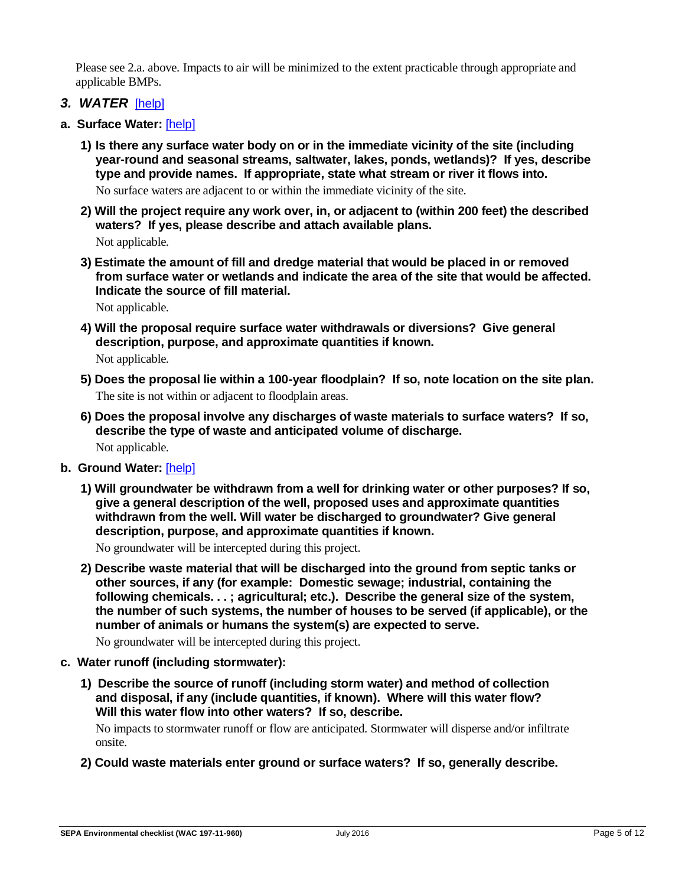Please see 2.a. above. Impacts to air will be minimized to the extent practicable through appropriate and applicable BMPs.

## *3. WATER* [help]

### a. Surface Water: [help]

**1) Is there any surface water body on or in the immediate vicinity of the site (including year-round and seasonal streams, saltwater, lakes, ponds, wetlands)? If yes, describe type and provide names. If appropriate, state what stream or river it flows into.**

No surface waters are adjacent to or within the immediate vicinity of the site.

**2) Will the project require any work over, in, or adjacent to (within 200 feet) the described waters? If yes, please describe and attach available plans.**

Not applicable.

**3) Estimate the amount of fill and dredge material that would be placed in or removed from surface water or wetlands and indicate the area of the site that would be affected. Indicate the source of fill material.**

Not applicable.

**4) Will the proposal require surface water withdrawals or diversions? Give general description, purpose, and approximate quantities if known.**

Not applicable.

**5) Does the proposal lie within a 100-year floodplain? If so, note location on the site plan.**

The site is not within or adjacent to floodplain areas.

**6) Does the proposal involve any discharges of waste materials to surface waters? If so, describe the type of waste and anticipated volume of discharge.**

Not applicable.

### b. Ground Water: [help]

**1) Will groundwater be withdrawn from a well for drinking water or other purposes? If so, give a general description of the well, proposed uses and approximate quantities withdrawn from the well. Will water be discharged to groundwater? Give general description, purpose, and approximate quantities if known.**

No groundwater will be intercepted during this project.

**2) Describe waste material that will be discharged into the ground from septic tanks or other sources, if any (for example: Domestic sewage; industrial, containing the following chemicals. . . ; agricultural; etc.). Describe the general size of the system, the number of such systems, the number of houses to be served (if applicable), or the number of animals or humans the system(s) are expected to serve.**

No groundwater will be intercepted during this project.

### c. Water runoff (including stormwater):

**1) Describe the source of runoff (including storm water) and method of collection and disposal, if any (include quantities, if known). Where will this water flow? Will this water flow into other waters? If so, describe.**

No impacts to stormwater runoff or flow are anticipated. Stormwater will disperse and/or infiltrate onsite.

**2) Could waste materials enter ground or surface waters? If so, generally describe.**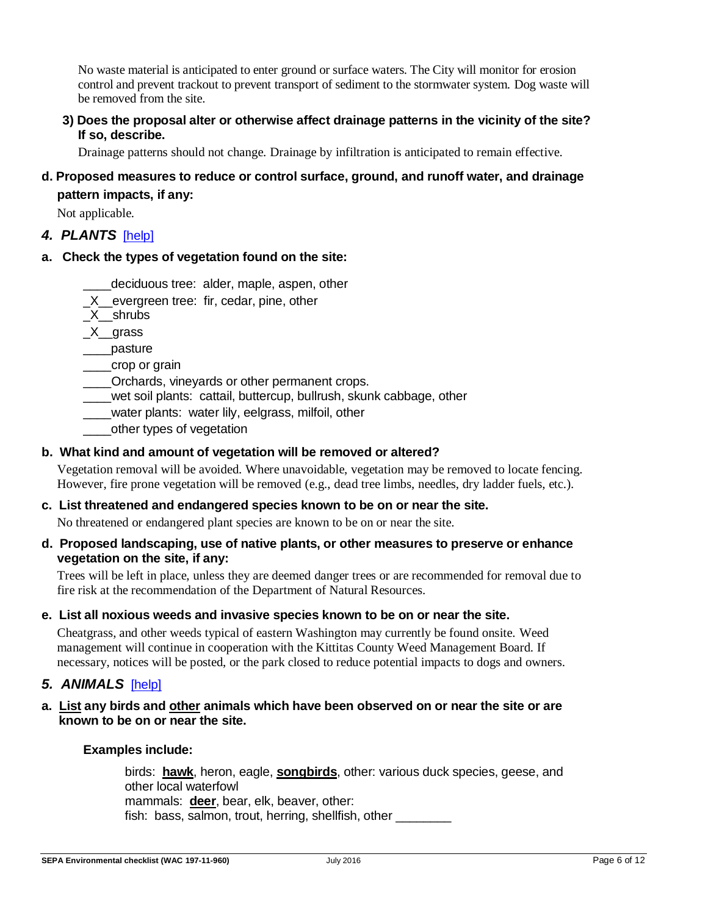No waste material is anticipated to enter ground or surface waters. The City will monitor for erosion control and prevent trackout to prevent transport of sediment to the stormwater system. Dog waste will be removed from the site.

**3) Does the proposal alter or otherwise affect drainage patterns in the vicinity of the site? If so, describe.**

Drainage patterns should not change. Drainage by infiltration is anticipated to remain effective.

**d. Proposed measures to reduce or control surface, ground, and runoff water, and drainage pattern impacts, if any:**

Not applicable.

## *4. PLANTS* [help]

**a. Check the types of vegetation found on the site:**

____deciduous tree: alder, maple, aspen, other
_X__evergreen tree: fir, cedar, pine, other
_X__shrubs
_X__grass
____pasture
____crop or grain
____Orchards, vineyards or other permanent crops.
____wet soil plants: cattail, buttercup, bullrush, skunk cabbage, other
____water plants: water lily, eelgrass, milfoil, other
____other types of vegetation

**b. What kind and amount of vegetation will be removed or altered?**

Vegetation removal will be avoided. Where unavoidable, vegetation may be removed to locate fencing. However, fire prone vegetation will be removed (e.g., dead tree limbs, needles, dry ladder fuels, etc.).

**c. List threatened and endangered species known to be on or near the site.**

No threatened or endangered plant species are known to be on or near the site.

**d. Proposed landscaping, use of native plants, or other measures to preserve or enhance vegetation on the site, if any:**

Trees will be left in place, unless they are deemed danger trees or are recommended for removal due to fire risk at the recommendation of the Department of Natural Resources.

**e. List all noxious weeds and invasive species known to be on or near the site.**

Cheatgrass, and other weeds typical of eastern Washington may currently be found onsite. Weed management will continue in cooperation with the Kittitas County Weed Management Board. If necessary, notices will be posted, or the park closed to reduce potential impacts to dogs and owners.

## *5. ANIMALS* [help]

**a. List any birds and other animals which have been observed on or near the site or are known to be on or near the site.**

**Examples include:**

birds: **hawk**, heron, eagle, **songbirds**, other: various duck species, geese, and other local waterfowl
mammals: **deer**, bear, elk, beaver, other:
fish: bass, salmon, trout, herring, shellfish, other ________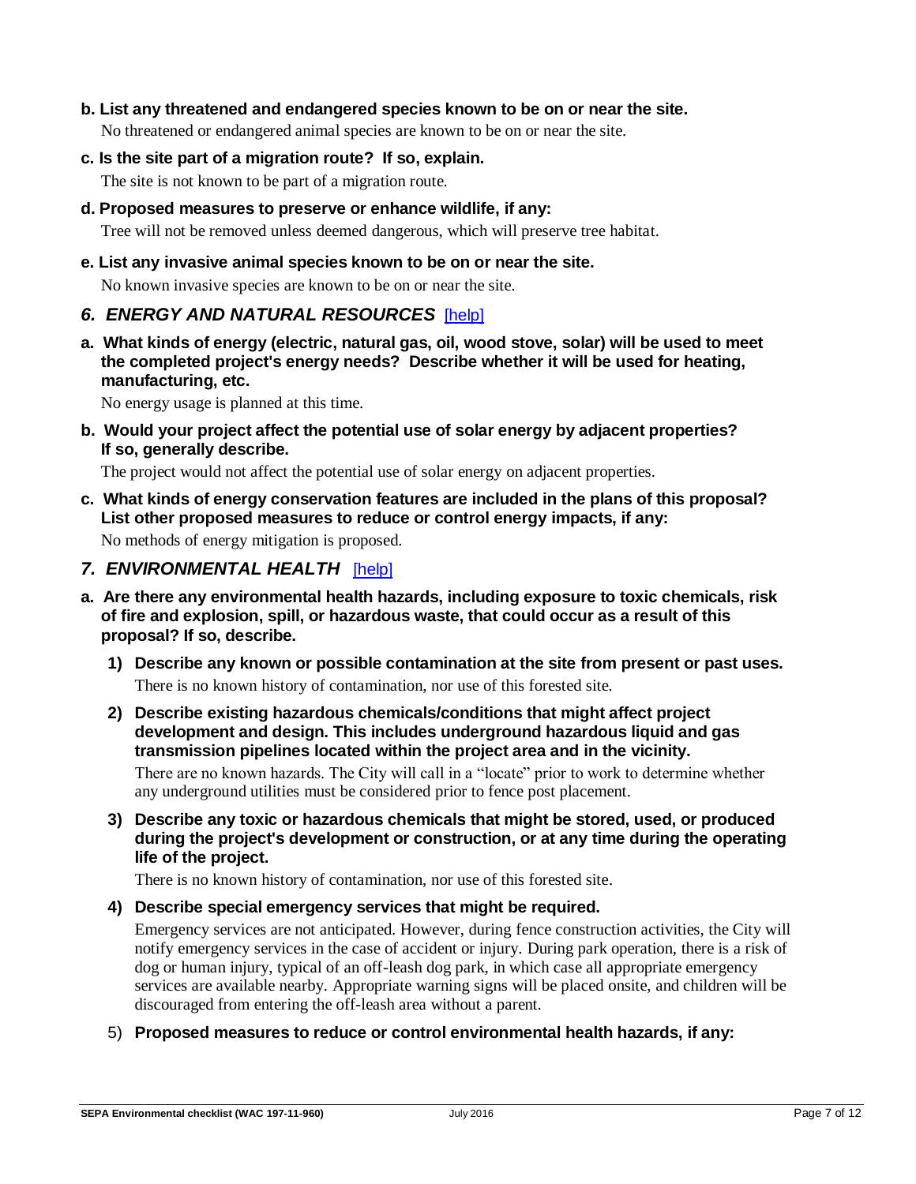**b. List any threatened and endangered species known to be on or near the site.**

No threatened or endangered animal species are known to be on or near the site.

**c. Is the site part of a migration route? If so, explain.**

The site is not known to be part of a migration route.

**d. Proposed measures to preserve or enhance wildlife, if any:**

Tree will not be removed unless deemed dangerous, which will preserve tree habitat.

**e. List any invasive animal species known to be on or near the site.**

No known invasive species are known to be on or near the site.

## *6. ENERGY AND NATURAL RESOURCES* [help]

**a. What kinds of energy (electric, natural gas, oil, wood stove, solar) will be used to meet the completed project's energy needs? Describe whether it will be used for heating, manufacturing, etc.**

No energy usage is planned at this time.

**b. Would your project affect the potential use of solar energy by adjacent properties? If so, generally describe.**

The project would not affect the potential use of solar energy on adjacent properties.

**c. What kinds of energy conservation features are included in the plans of this proposal? List other proposed measures to reduce or control energy impacts, if any:**

No methods of energy mitigation is proposed.

## *7. ENVIRONMENTAL HEALTH* [help]

**a. Are there any environmental health hazards, including exposure to toxic chemicals, risk of fire and explosion, spill, or hazardous waste, that could occur as a result of this proposal? If so, describe.**

1) **Describe any known or possible contamination at the site from present or past uses.**

   There is no known history of contamination, nor use of this forested site.

2) **Describe existing hazardous chemicals/conditions that might affect project development and design. This includes underground hazardous liquid and gas transmission pipelines located within the project area and in the vicinity.**

   There are no known hazards. The City will call in a "locate" prior to work to determine whether any underground utilities must be considered prior to fence post placement.

3) **Describe any toxic or hazardous chemicals that might be stored, used, or produced during the project's development or construction, or at any time during the operating life of the project.**

   There is no known history of contamination, nor use of this forested site.

4) **Describe special emergency services that might be required.**

   Emergency services are not anticipated. However, during fence construction activities, the City will notify emergency services in the case of accident or injury. During park operation, there is a risk of dog or human injury, typical of an off-leash dog park, in which case all appropriate emergency services are available nearby. Appropriate warning signs will be placed onsite, and children will be discouraged from entering the off-leash area without a parent.

5) **Proposed measures to reduce or control environmental health hazards, if any:**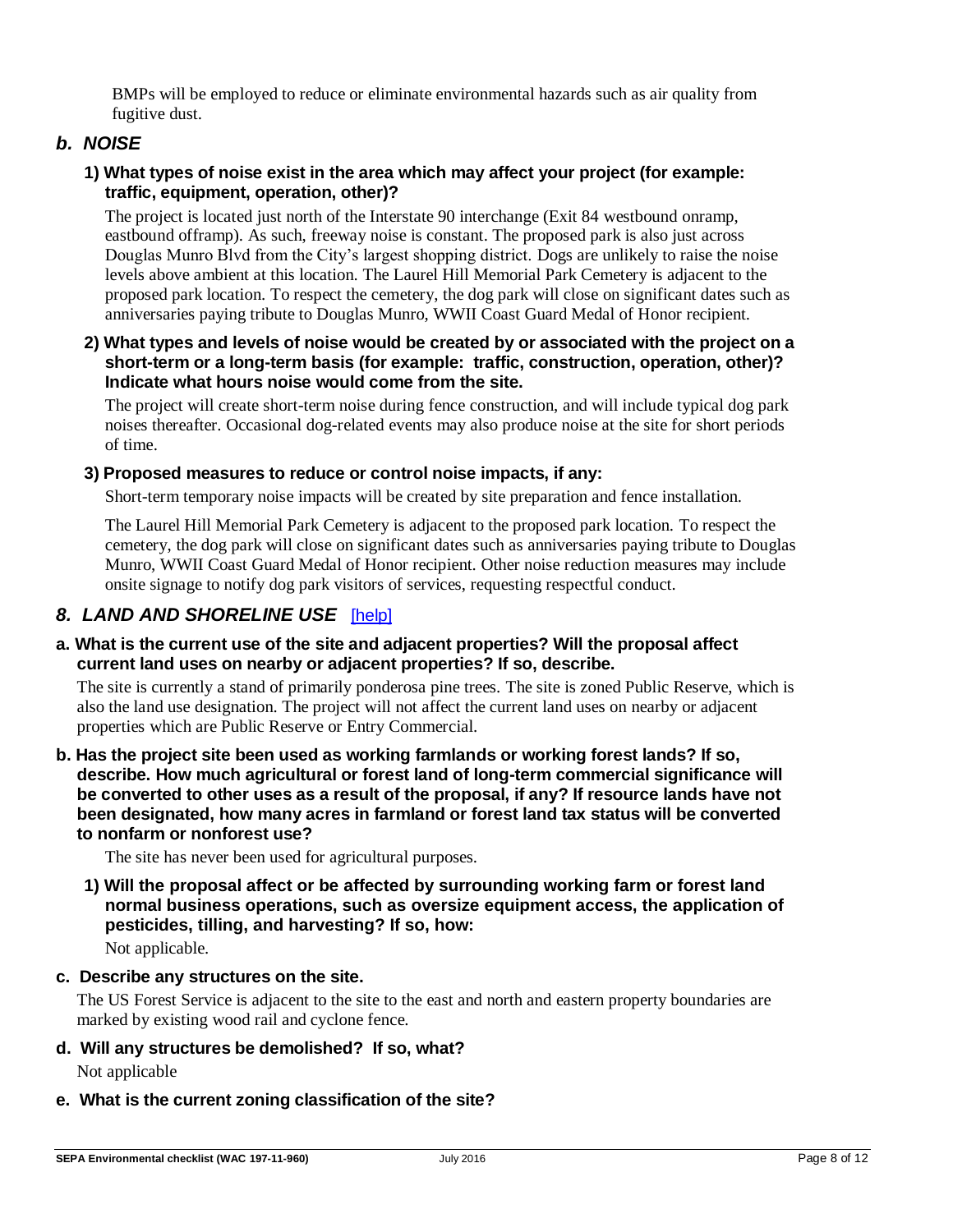BMPs will be employed to reduce or eliminate environmental hazards such as air quality from fugitive dust.

### *b. NOISE*

**1) What types of noise exist in the area which may affect your project (for example: traffic, equipment, operation, other)?**

The project is located just north of the Interstate 90 interchange (Exit 84 westbound onramp, eastbound offramp). As such, freeway noise is constant. The proposed park is also just across Douglas Munro Blvd from the City's largest shopping district. Dogs are unlikely to raise the noise levels above ambient at this location. The Laurel Hill Memorial Park Cemetery is adjacent to the proposed park location. To respect the cemetery, the dog park will close on significant dates such as anniversaries paying tribute to Douglas Munro, WWII Coast Guard Medal of Honor recipient.

**2) What types and levels of noise would be created by or associated with the project on a short-term or a long-term basis (for example: traffic, construction, operation, other)? Indicate what hours noise would come from the site.**

The project will create short-term noise during fence construction, and will include typical dog park noises thereafter. Occasional dog-related events may also produce noise at the site for short periods of time.

**3) Proposed measures to reduce or control noise impacts, if any:**

Short-term temporary noise impacts will be created by site preparation and fence installation.

The Laurel Hill Memorial Park Cemetery is adjacent to the proposed park location. To respect the cemetery, the dog park will close on significant dates such as anniversaries paying tribute to Douglas Munro, WWII Coast Guard Medal of Honor recipient. Other noise reduction measures may include onsite signage to notify dog park visitors of services, requesting respectful conduct.

## *8. LAND AND SHORELINE USE* [help]

**a. What is the current use of the site and adjacent properties? Will the proposal affect current land uses on nearby or adjacent properties? If so, describe.**

The site is currently a stand of primarily ponderosa pine trees. The site is zoned Public Reserve, which is also the land use designation. The project will not affect the current land uses on nearby or adjacent properties which are Public Reserve or Entry Commercial.

**b. Has the project site been used as working farmlands or working forest lands? If so, describe. How much agricultural or forest land of long-term commercial significance will be converted to other uses as a result of the proposal, if any? If resource lands have not been designated, how many acres in farmland or forest land tax status will be converted to nonfarm or nonforest use?**

The site has never been used for agricultural purposes.

**1) Will the proposal affect or be affected by surrounding working farm or forest land normal business operations, such as oversize equipment access, the application of pesticides, tilling, and harvesting? If so, how:**

Not applicable.

**c. Describe any structures on the site.**

The US Forest Service is adjacent to the site to the east and north and eastern property boundaries are marked by existing wood rail and cyclone fence.

**d. Will any structures be demolished? If so, what?**

Not applicable

**e. What is the current zoning classification of the site?**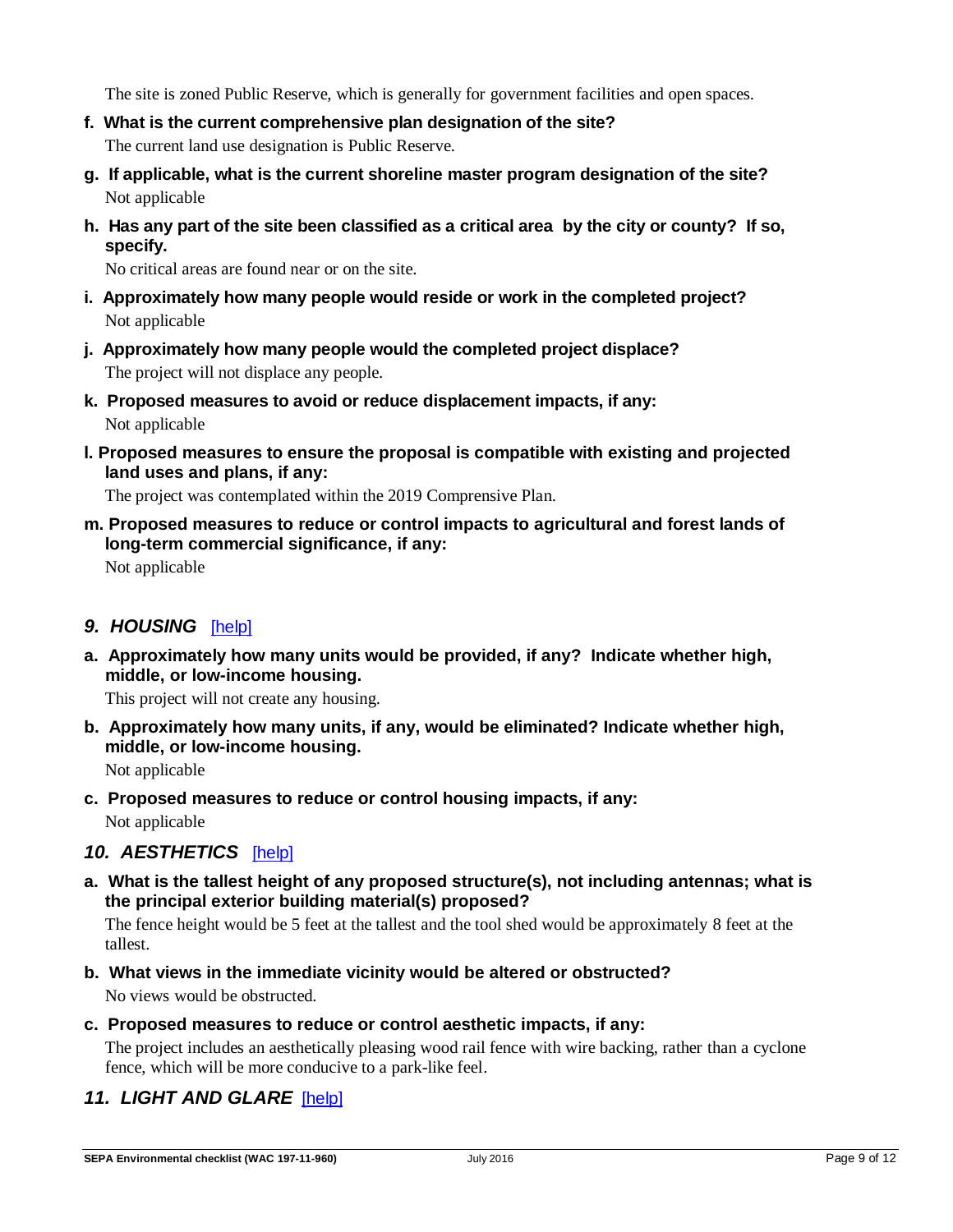The site is zoned Public Reserve, which is generally for government facilities and open spaces.

**f. What is the current comprehensive plan designation of the site?**

The current land use designation is Public Reserve.

**g. If applicable, what is the current shoreline master program designation of the site?**

Not applicable

**h. Has any part of the site been classified as a critical area by the city or county? If so, specify.**

No critical areas are found near or on the site.

**i. Approximately how many people would reside or work in the completed project?**

Not applicable

**j. Approximately how many people would the completed project displace?**

The project will not displace any people.

**k. Proposed measures to avoid or reduce displacement impacts, if any:**

Not applicable

**l. Proposed measures to ensure the proposal is compatible with existing and projected land uses and plans, if any:**

The project was contemplated within the 2019 Comprensive Plan.

**m. Proposed measures to reduce or control impacts to agricultural and forest lands of long-term commercial significance, if any:**

Not applicable

## *9. HOUSING* [help]

**a. Approximately how many units would be provided, if any? Indicate whether high, middle, or low-income housing.**

This project will not create any housing.

**b. Approximately how many units, if any, would be eliminated? Indicate whether high, middle, or low-income housing.**

Not applicable

**c. Proposed measures to reduce or control housing impacts, if any:**

Not applicable

## *10. AESTHETICS* [help]

**a. What is the tallest height of any proposed structure(s), not including antennas; what is the principal exterior building material(s) proposed?**

The fence height would be 5 feet at the tallest and the tool shed would be approximately 8 feet at the tallest.

**b. What views in the immediate vicinity would be altered or obstructed?**

No views would be obstructed.

**c. Proposed measures to reduce or control aesthetic impacts, if any:**

The project includes an aesthetically pleasing wood rail fence with wire backing, rather than a cyclone fence, which will be more conducive to a park-like feel.

## *11. LIGHT AND GLARE* [help]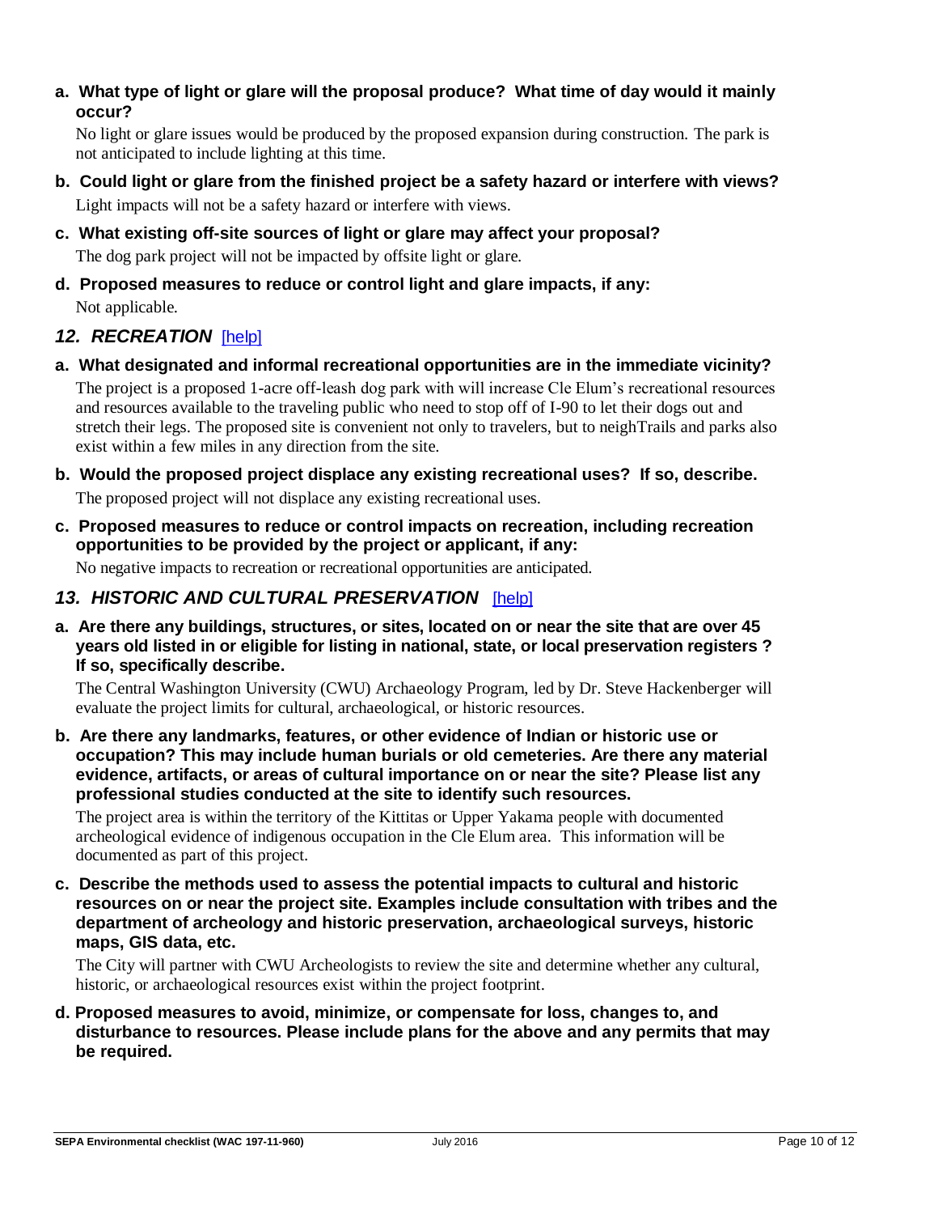**a. What type of light or glare will the proposal produce? What time of day would it mainly occur?**

No light or glare issues would be produced by the proposed expansion during construction. The park is not anticipated to include lighting at this time.

**b. Could light or glare from the finished project be a safety hazard or interfere with views?**

Light impacts will not be a safety hazard or interfere with views.

**c. What existing off-site sources of light or glare may affect your proposal?**

The dog park project will not be impacted by offsite light or glare.

**d. Proposed measures to reduce or control light and glare impacts, if any:**

Not applicable.

## *12. RECREATION* [help]

**a. What designated and informal recreational opportunities are in the immediate vicinity?**

The project is a proposed 1-acre off-leash dog park with will increase Cle Elum's recreational resources and resources available to the traveling public who need to stop off of I-90 to let their dogs out and stretch their legs. The proposed site is convenient not only to travelers, but to neighTrails and parks also exist within a few miles in any direction from the site.

**b. Would the proposed project displace any existing recreational uses? If so, describe.**

The proposed project will not displace any existing recreational uses.

**c. Proposed measures to reduce or control impacts on recreation, including recreation opportunities to be provided by the project or applicant, if any:**

No negative impacts to recreation or recreational opportunities are anticipated.

## *13. HISTORIC AND CULTURAL PRESERVATION* [help]

**a. Are there any buildings, structures, or sites, located on or near the site that are over 45 years old listed in or eligible for listing in national, state, or local preservation registers ? If so, specifically describe.**

The Central Washington University (CWU) Archaeology Program, led by Dr. Steve Hackenberger will evaluate the project limits for cultural, archaeological, or historic resources.

**b. Are there any landmarks, features, or other evidence of Indian or historic use or occupation? This may include human burials or old cemeteries. Are there any material evidence, artifacts, or areas of cultural importance on or near the site? Please list any professional studies conducted at the site to identify such resources.**

The project area is within the territory of the Kittitas or Upper Yakama people with documented archeological evidence of indigenous occupation in the Cle Elum area. This information will be documented as part of this project.

**c. Describe the methods used to assess the potential impacts to cultural and historic resources on or near the project site. Examples include consultation with tribes and the department of archeology and historic preservation, archaeological surveys, historic maps, GIS data, etc.**

The City will partner with CWU Archeologists to review the site and determine whether any cultural, historic, or archaeological resources exist within the project footprint.

**d. Proposed measures to avoid, minimize, or compensate for loss, changes to, and disturbance to resources. Please include plans for the above and any permits that may be required.**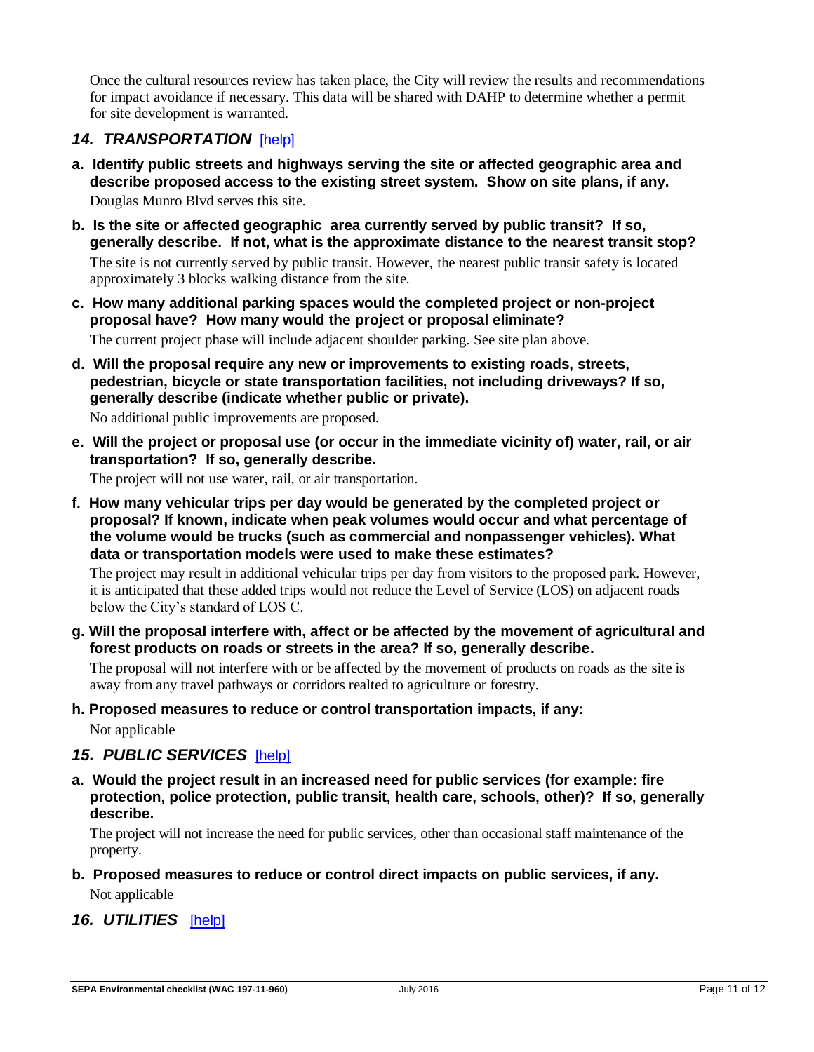Once the cultural resources review has taken place, the City will review the results and recommendations for impact avoidance if necessary. This data will be shared with DAHP to determine whether a permit for site development is warranted.

## *14. TRANSPORTATION* [help]

**a. Identify public streets and highways serving the site or affected geographic area and describe proposed access to the existing street system. Show on site plans, if any.**

Douglas Munro Blvd serves this site.

**b. Is the site or affected geographic area currently served by public transit? If so, generally describe. If not, what is the approximate distance to the nearest transit stop?**

The site is not currently served by public transit. However, the nearest public transit safety is located approximately 3 blocks walking distance from the site.

**c. How many additional parking spaces would the completed project or non-project proposal have? How many would the project or proposal eliminate?**

The current project phase will include adjacent shoulder parking. See site plan above.

**d. Will the proposal require any new or improvements to existing roads, streets, pedestrian, bicycle or state transportation facilities, not including driveways? If so, generally describe (indicate whether public or private).**

No additional public improvements are proposed.

**e. Will the project or proposal use (or occur in the immediate vicinity of) water, rail, or air transportation? If so, generally describe.**

The project will not use water, rail, or air transportation.

**f. How many vehicular trips per day would be generated by the completed project or proposal? If known, indicate when peak volumes would occur and what percentage of the volume would be trucks (such as commercial and nonpassenger vehicles). What data or transportation models were used to make these estimates?**

The project may result in additional vehicular trips per day from visitors to the proposed park. However, it is anticipated that these added trips would not reduce the Level of Service (LOS) on adjacent roads below the City's standard of LOS C.

**g. Will the proposal interfere with, affect or be affected by the movement of agricultural and forest products on roads or streets in the area? If so, generally describe.**

The proposal will not interfere with or be affected by the movement of products on roads as the site is away from any travel pathways or corridors realted to agriculture or forestry.

**h. Proposed measures to reduce or control transportation impacts, if any:**

Not applicable

## *15. PUBLIC SERVICES* [help]

**a. Would the project result in an increased need for public services (for example: fire protection, police protection, public transit, health care, schools, other)? If so, generally describe.**

The project will not increase the need for public services, other than occasional staff maintenance of the property.

**b. Proposed measures to reduce or control direct impacts on public services, if any.**

Not applicable

## *16. UTILITIES* [help]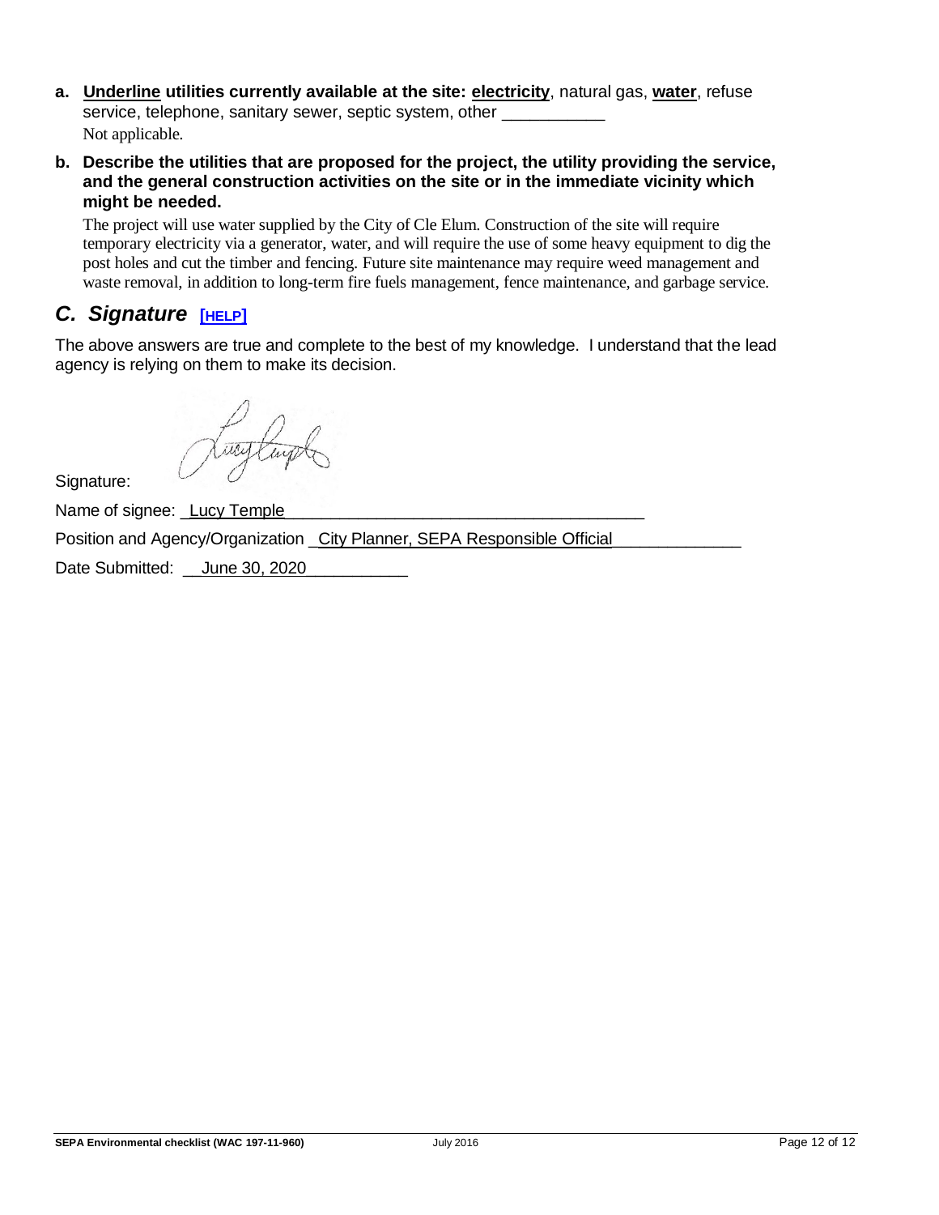**a. <u>Underline</u> utilities currently available at the site: <u>electricity</u>**, natural gas, **<u>water</u>**, refuse service, telephone, sanitary sewer, septic system, other ___________

Not applicable.

**b. Describe the utilities that are proposed for the project, the utility providing the service, and the general construction activities on the site or in the immediate vicinity which might be needed.**

The project will use water supplied by the City of Cle Elum. Construction of the site will require temporary electricity via a generator, water, and will require the use of some heavy equipment to dig the post holes and cut the timber and fencing. Future site maintenance may require weed management and waste removal, in addition to long-term fire fuels management, fence maintenance, and garbage service.

## *C. Signature* [HELP]

The above answers are true and complete to the best of my knowledge. I understand that the lead agency is relying on them to make its decision.

Signature: Lucy Temple

Name of signee: Lucy Temple

Position and Agency/Organization City Planner, SEPA Responsible Official

Date Submitted: June 30, 2020